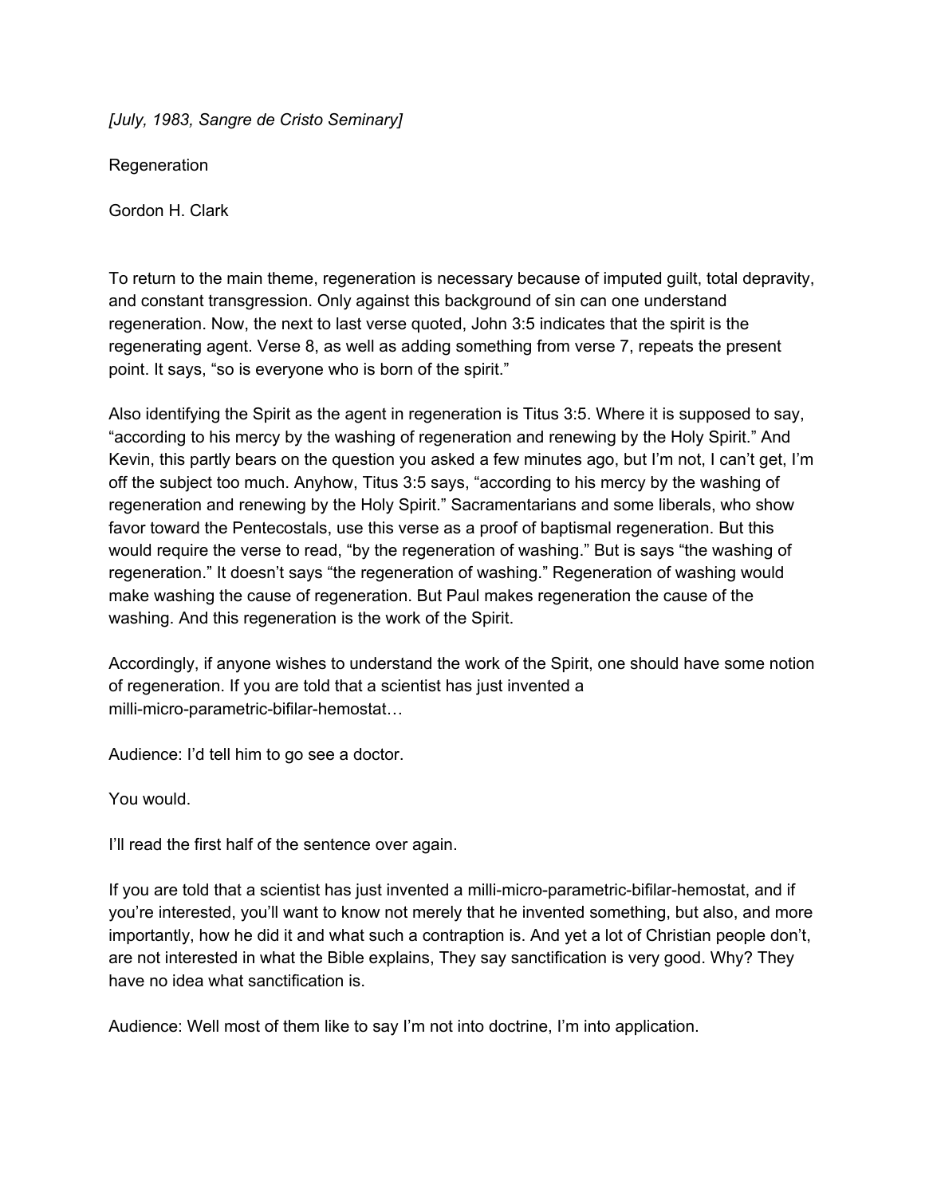*[July, 1983, Sangre de Cristo Seminary]*

Regeneration

Gordon H. Clark

To return to the main theme, regeneration is necessary because of imputed guilt, total depravity, and constant transgression. Only against this background of sin can one understand regeneration. Now, the next to last verse quoted, John 3:5 indicates that the spirit is the regenerating agent. Verse 8, as well as adding something from verse 7, repeats the present point. It says, "so is everyone who is born of the spirit."

Also identifying the Spirit as the agent in regeneration is Titus 3:5. Where it is supposed to say, "according to his mercy by the washing of regeneration and renewing by the Holy Spirit." And Kevin, this partly bears on the question you asked a few minutes ago, but I'm not, I can't get, I'm off the subject too much. Anyhow, Titus 3:5 says, "according to his mercy by the washing of regeneration and renewing by the Holy Spirit." Sacramentarians and some liberals, who show favor toward the Pentecostals, use this verse as a proof of baptismal regeneration. But this would require the verse to read, "by the regeneration of washing." But is says "the washing of regeneration." It doesn't says "the regeneration of washing." Regeneration of washing would make washing the cause of regeneration. But Paul makes regeneration the cause of the washing. And this regeneration is the work of the Spirit.

Accordingly, if anyone wishes to understand the work of the Spirit, one should have some notion of regeneration. If you are told that a scientist has just invented a milli-micro-parametric-bifilar-hemostat…

Audience: I'd tell him to go see a doctor.

You would.

I'll read the first half of the sentence over again.

If you are told that a scientist has just invented a milli-micro-parametric-bifilar-hemostat, and if you're interested, you'll want to know not merely that he invented something, but also, and more importantly, how he did it and what such a contraption is. And yet a lot of Christian people don't, are not interested in what the Bible explains, They say sanctification is very good. Why? They have no idea what sanctification is.

Audience: Well most of them like to say I'm not into doctrine, I'm into application.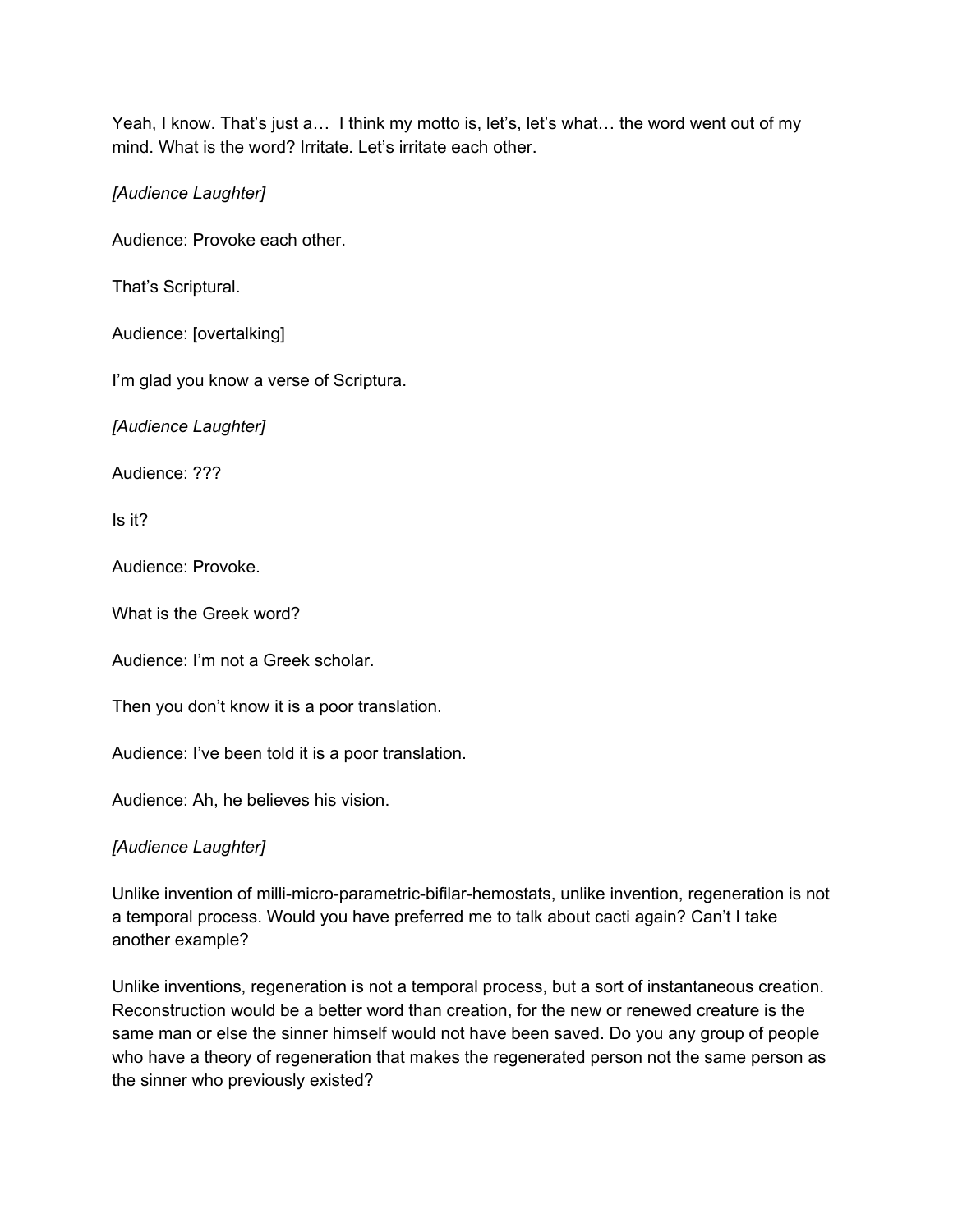Yeah, I know. That's just a… I think my motto is, let's, let's what… the word went out of my mind. What is the word? Irritate. Let's irritate each other.

*[Audience Laughter]*

Audience: Provoke each other.

That's Scriptural.

Audience: [overtalking]

I'm glad you know a verse of Scriptura.

*[Audience Laughter]*

Audience: ???

Is it?

Audience: Provoke.

What is the Greek word?

Audience: I'm not a Greek scholar.

Then you don't know it is a poor translation.

Audience: I've been told it is a poor translation.

Audience: Ah, he believes his vision.

*[Audience Laughter]*

Unlike invention of milli-micro-parametric-bifilar-hemostats, unlike invention, regeneration is not a temporal process. Would you have preferred me to talk about cacti again? Can't I take another example?

Unlike inventions, regeneration is not a temporal process, but a sort of instantaneous creation. Reconstruction would be a better word than creation, for the new or renewed creature is the same man or else the sinner himself would not have been saved. Do you any group of people who have a theory of regeneration that makes the regenerated person not the same person as the sinner who previously existed?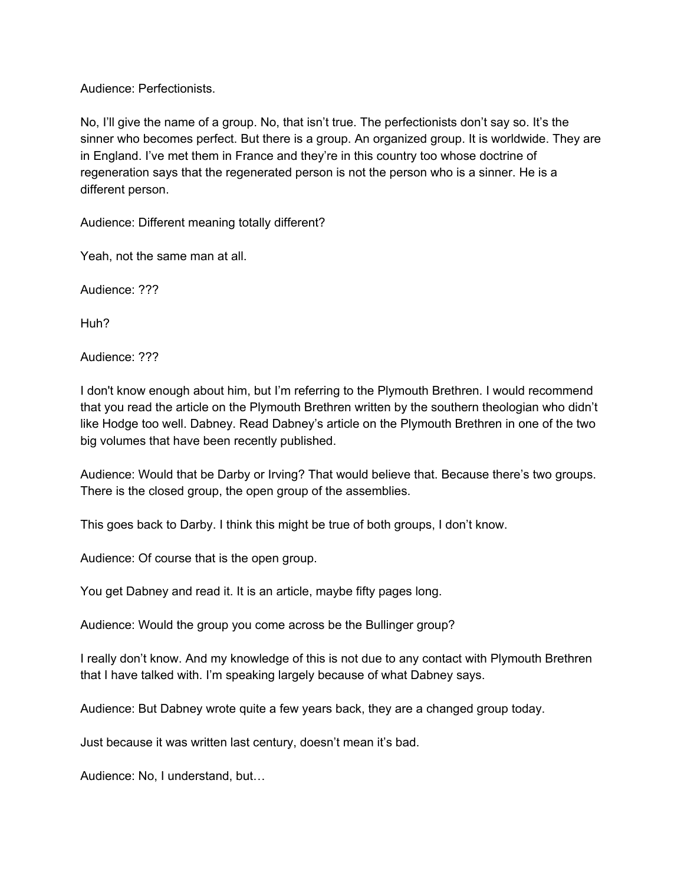Audience: Perfectionists.

No, I'll give the name of a group. No, that isn't true. The perfectionists don't say so. It's the sinner who becomes perfect. But there is a group. An organized group. It is worldwide. They are in England. I've met them in France and they're in this country too whose doctrine of regeneration says that the regenerated person is not the person who is a sinner. He is a different person.

Audience: Different meaning totally different?

Yeah, not the same man at all.

Audience: ???

Huh?

Audience: ???

I don't know enough about him, but I'm referring to the Plymouth Brethren. I would recommend that you read the article on the Plymouth Brethren written by the southern theologian who didn't like Hodge too well. Dabney. Read Dabney's article on the Plymouth Brethren in one of the two big volumes that have been recently published.

Audience: Would that be Darby or Irving? That would believe that. Because there's two groups. There is the closed group, the open group of the assemblies.

This goes back to Darby. I think this might be true of both groups, I don't know.

Audience: Of course that is the open group.

You get Dabney and read it. It is an article, maybe fifty pages long.

Audience: Would the group you come across be the Bullinger group?

I really don't know. And my knowledge of this is not due to any contact with Plymouth Brethren that I have talked with. I'm speaking largely because of what Dabney says.

Audience: But Dabney wrote quite a few years back, they are a changed group today.

Just because it was written last century, doesn't mean it's bad.

Audience: No, I understand, but…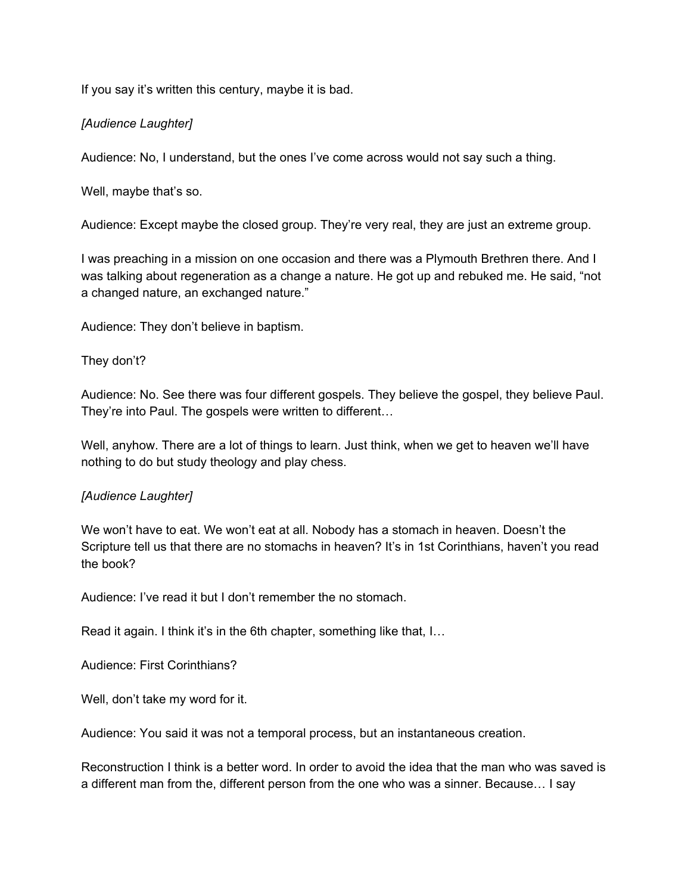If you say it's written this century, maybe it is bad.

*[Audience Laughter]*

Audience: No, I understand, but the ones I've come across would not say such a thing.

Well, maybe that's so.

Audience: Except maybe the closed group. They're very real, they are just an extreme group.

I was preaching in a mission on one occasion and there was a Plymouth Brethren there. And I was talking about regeneration as a change a nature. He got up and rebuked me. He said, "not a changed nature, an exchanged nature."

Audience: They don't believe in baptism.

They don't?

Audience: No. See there was four different gospels. They believe the gospel, they believe Paul. They're into Paul. The gospels were written to different…

Well, anyhow. There are a lot of things to learn. Just think, when we get to heaven we'll have nothing to do but study theology and play chess.

*[Audience Laughter]*

We won't have to eat. We won't eat at all. Nobody has a stomach in heaven. Doesn't the Scripture tell us that there are no stomachs in heaven? It's in 1st Corinthians, haven't you read the book?

Audience: I've read it but I don't remember the no stomach.

Read it again. I think it's in the 6th chapter, something like that, I…

Audience: First Corinthians?

Well, don't take my word for it.

Audience: You said it was not a temporal process, but an instantaneous creation.

Reconstruction I think is a better word. In order to avoid the idea that the man who was saved is a different man from the, different person from the one who was a sinner. Because… I say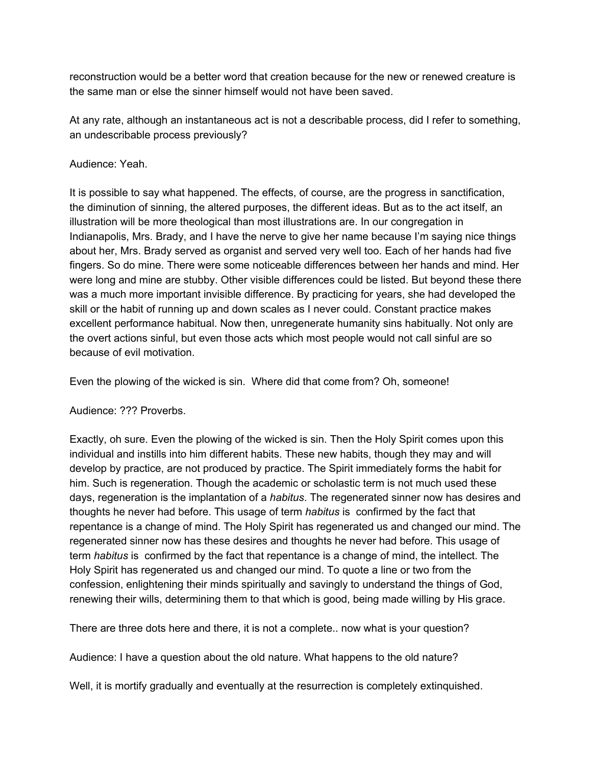reconstruction would be a better word that creation because for the new or renewed creature is the same man or else the sinner himself would not have been saved.

At any rate, although an instantaneous act is not a describable process, did I refer to something, an undescribable process previously?

Audience: Yeah.

It is possible to say what happened. The effects, of course, are the progress in sanctification, the diminution of sinning, the altered purposes, the different ideas. But as to the act itself, an illustration will be more theological than most illustrations are. In our congregation in Indianapolis, Mrs. Brady, and I have the nerve to give her name because I'm saying nice things about her, Mrs. Brady served as organist and served very well too. Each of her hands had five fingers. So do mine. There were some noticeable differences between her hands and mind. Her were long and mine are stubby. Other visible differences could be listed. But beyond these there was a much more important invisible difference. By practicing for years, she had developed the skill or the habit of running up and down scales as I never could. Constant practice makes excellent performance habitual. Now then, unregenerate humanity sins habitually. Not only are the overt actions sinful, but even those acts which most people would not call sinful are so because of evil motivation.

Even the plowing of the wicked is sin. Where did that come from? Oh, someone!

Audience: ??? Proverbs.

Exactly, oh sure. Even the plowing of the wicked is sin. Then the Holy Spirit comes upon this individual and instills into him different habits. These new habits, though they may and will develop by practice, are not produced by practice. The Spirit immediately forms the habit for him. Such is regeneration. Though the academic or scholastic term is not much used these days, regeneration is the implantation of a *habitus*. The regenerated sinner now has desires and thoughts he never had before. This usage of term *habitus* is confirmed by the fact that repentance is a change of mind. The Holy Spirit has regenerated us and changed our mind. The regenerated sinner now has these desires and thoughts he never had before. This usage of term *habitus* is confirmed by the fact that repentance is a change of mind, the intellect. The Holy Spirit has regenerated us and changed our mind. To quote a line or two from the confession, enlightening their minds spiritually and savingly to understand the things of God, renewing their wills, determining them to that which is good, being made willing by His grace.

There are three dots here and there, it is not a complete.. now what is your question?

Audience: I have a question about the old nature. What happens to the old nature?

Well, it is mortify gradually and eventually at the resurrection is completely extinquished.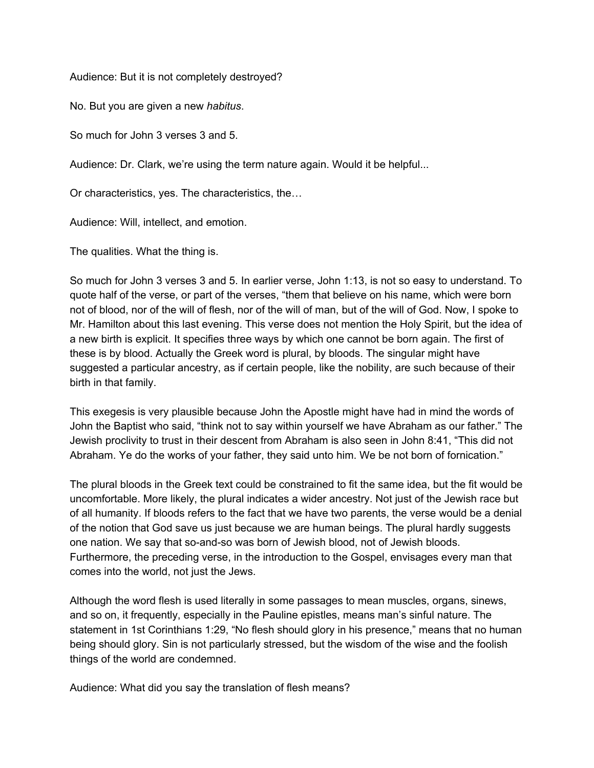Audience: But it is not completely destroyed?

No. But you are given a new *habitus*.

So much for John 3 verses 3 and 5.

Audience: Dr. Clark, we're using the term nature again. Would it be helpful...

Or characteristics, yes. The characteristics, the…

Audience: Will, intellect, and emotion.

The qualities. What the thing is.

So much for John 3 verses 3 and 5. In earlier verse, John 1:13, is not so easy to understand. To quote half of the verse, or part of the verses, "them that believe on his name, which were born not of blood, nor of the will of flesh, nor of the will of man, but of the will of God. Now, I spoke to Mr. Hamilton about this last evening. This verse does not mention the Holy Spirit, but the idea of a new birth is explicit. It specifies three ways by which one cannot be born again. The first of these is by blood. Actually the Greek word is plural, by bloods. The singular might have suggested a particular ancestry, as if certain people, like the nobility, are such because of their birth in that family.

This exegesis is very plausible because John the Apostle might have had in mind the words of John the Baptist who said, "think not to say within yourself we have Abraham as our father." The Jewish proclivity to trust in their descent from Abraham is also seen in John 8:41, "This did not Abraham. Ye do the works of your father, they said unto him. We be not born of fornication."

The plural bloods in the Greek text could be constrained to fit the same idea, but the fit would be uncomfortable. More likely, the plural indicates a wider ancestry. Not just of the Jewish race but of all humanity. If bloods refers to the fact that we have two parents, the verse would be a denial of the notion that God save us just because we are human beings. The plural hardly suggests one nation. We say that so-and-so was born of Jewish blood, not of Jewish bloods. Furthermore, the preceding verse, in the introduction to the Gospel, envisages every man that comes into the world, not just the Jews.

Although the word flesh is used literally in some passages to mean muscles, organs, sinews, and so on, it frequently, especially in the Pauline epistles, means man's sinful nature. The statement in 1st Corinthians 1:29, "No flesh should glory in his presence," means that no human being should glory. Sin is not particularly stressed, but the wisdom of the wise and the foolish things of the world are condemned.

Audience: What did you say the translation of flesh means?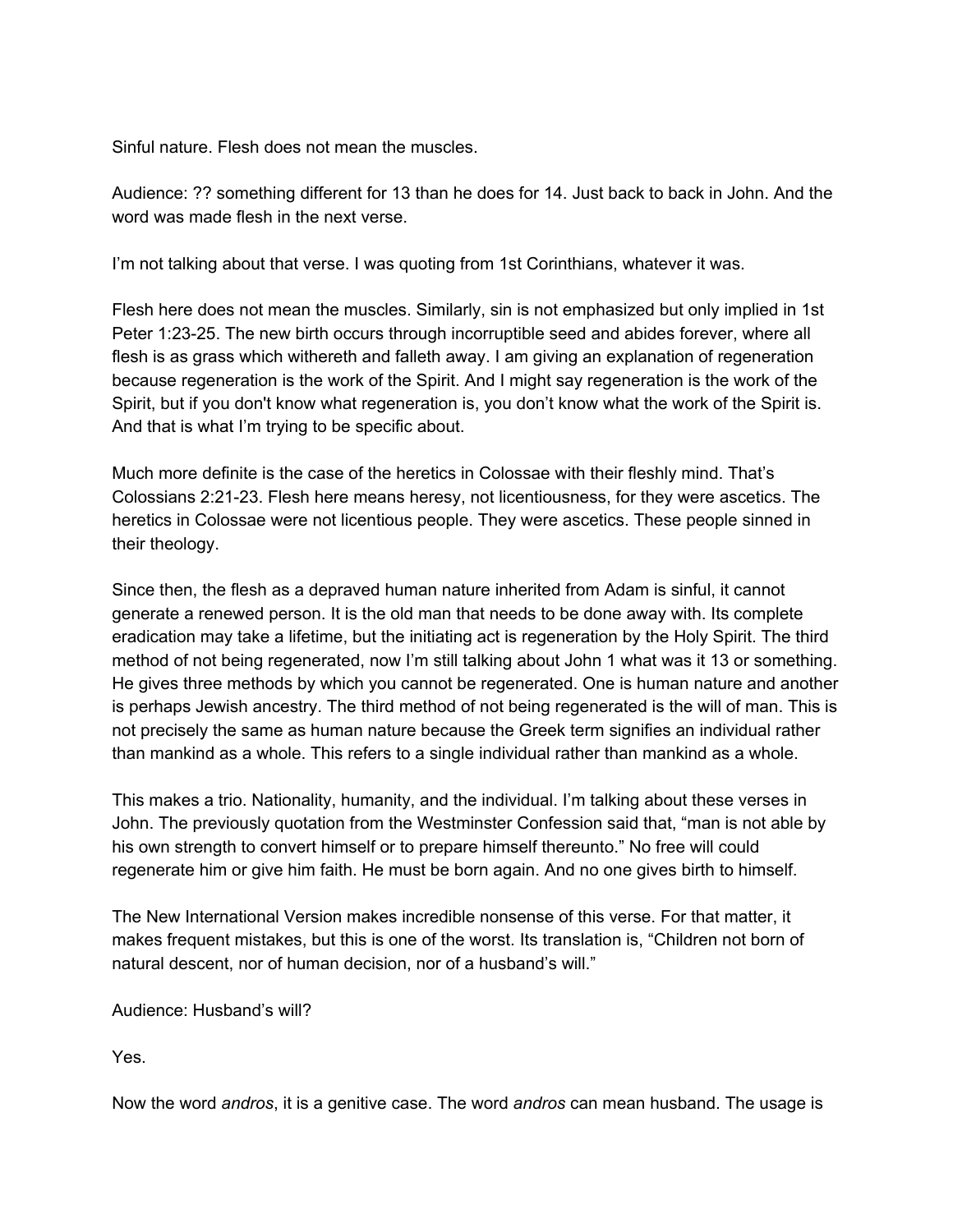Sinful nature. Flesh does not mean the muscles.

Audience: ?? something different for 13 than he does for 14. Just back to back in John. And the word was made flesh in the next verse.

I'm not talking about that verse. I was quoting from 1st Corinthians, whatever it was.

Flesh here does not mean the muscles. Similarly, sin is not emphasized but only implied in 1st Peter 1:23-25. The new birth occurs through incorruptible seed and abides forever, where all flesh is as grass which withereth and falleth away. I am giving an explanation of regeneration because regeneration is the work of the Spirit. And I might say regeneration is the work of the Spirit, but if you don't know what regeneration is, you don't know what the work of the Spirit is. And that is what I'm trying to be specific about.

Much more definite is the case of the heretics in Colossae with their fleshly mind. That's Colossians 2:21-23. Flesh here means heresy, not licentiousness, for they were ascetics. The heretics in Colossae were not licentious people. They were ascetics. These people sinned in their theology.

Since then, the flesh as a depraved human nature inherited from Adam is sinful, it cannot generate a renewed person. It is the old man that needs to be done away with. Its complete eradication may take a lifetime, but the initiating act is regeneration by the Holy Spirit. The third method of not being regenerated, now I'm still talking about John 1 what was it 13 or something. He gives three methods by which you cannot be regenerated. One is human nature and another is perhaps Jewish ancestry. The third method of not being regenerated is the will of man. This is not precisely the same as human nature because the Greek term signifies an individual rather than mankind as a whole. This refers to a single individual rather than mankind as a whole.

This makes a trio. Nationality, humanity, and the individual. I'm talking about these verses in John. The previously quotation from the Westminster Confession said that, "man is not able by his own strength to convert himself or to prepare himself thereunto." No free will could regenerate him or give him faith. He must be born again. And no one gives birth to himself.

The New International Version makes incredible nonsense of this verse. For that matter, it makes frequent mistakes, but this is one of the worst. Its translation is, "Children not born of natural descent, nor of human decision, nor of a husband's will."

Audience: Husband's will?

Yes.

Now the word *andros*, it is a genitive case. The word *andros* can mean husband. The usage is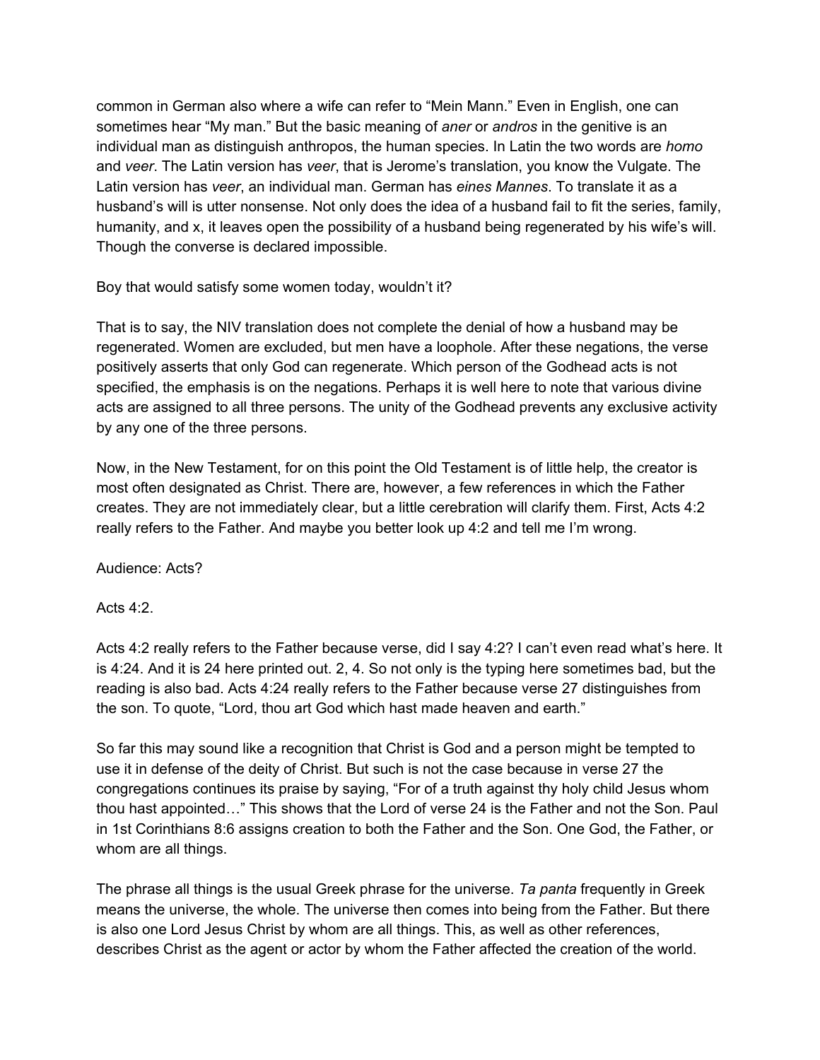common in German also where a wife can refer to “Mein Mann.” Even in English, one can sometimes hear “My man.” But the basic meaning of *aner* or *andros* in the genitive is an individual man as distinguish anthropos, the human species. In Latin the two words are *homo* and *veer*. The Latin version has *veer*, that is Jerome’s translation, you know the Vulgate. The Latin version has *veer*, an individual man. German has *eines Mannes*. To translate it as a husband’s will is utter nonsense. Not only does the idea of a husband fail to fit the series, family, humanity, and x, it leaves open the possibility of a husband being regenerated by his wife’s will. Though the converse is declared impossible.

Boy that would satisfy some women today, wouldn’t it?

That is to say, the NIV translation does not complete the denial of how a husband may be regenerated. Women are excluded, but men have a loophole. After these negations, the verse positively asserts that only God can regenerate. Which person of the Godhead acts is not specified, the emphasis is on the negations. Perhaps it is well here to note that various divine acts are assigned to all three persons. The unity of the Godhead prevents any exclusive activity by any one of the three persons.

Now, in the New Testament, for on this point the Old Testament is of little help, the creator is most often designated as Christ. There are, however, a few references in which the Father creates. They are not immediately clear, but a little cerebration will clarify them. First, Acts 4:2 really refers to the Father. And maybe you better look up 4:2 and tell me I’m wrong.

Audience: Acts?

Acts 4:2.

Acts 4:2 really refers to the Father because verse, did I say 4:2? I can’t even read what’s here. It is 4:24. And it is 24 here printed out. 2, 4. So not only is the typing here sometimes bad, but the reading is also bad. Acts 4:24 really refers to the Father because verse 27 distinguishes from the son. To quote, “Lord, thou art God which hast made heaven and earth.”

So far this may sound like a recognition that Christ is God and a person might be tempted to use it in defense of the deity of Christ. But such is not the case because in verse 27 the congregations continues its praise by saying, “For of a truth against thy holy child Jesus whom thou hast appointed…” This shows that the Lord of verse 24 is the Father and not the Son. Paul in 1st Corinthians 8:6 assigns creation to both the Father and the Son. One God, the Father, or whom are all things.

The phrase all things is the usual Greek phrase for the universe. *Ta panta* frequently in Greek means the universe, the whole. The universe then comes into being from the Father. But there is also one Lord Jesus Christ by whom are all things. This, as well as other references, describes Christ as the agent or actor by whom the Father affected the creation of the world.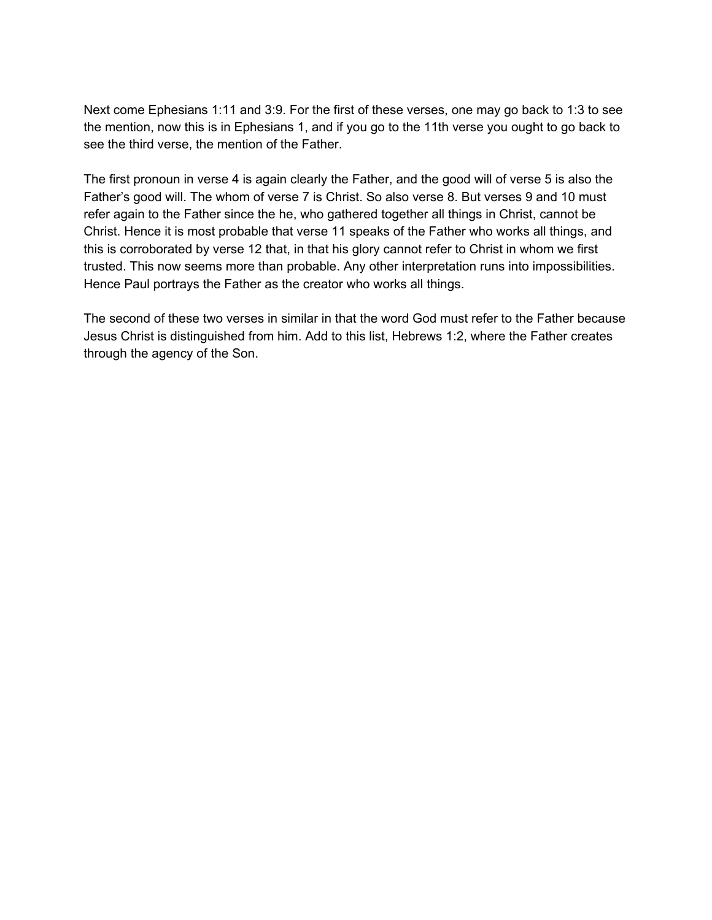Next come Ephesians 1:11 and 3:9. For the first of these verses, one may go back to 1:3 to see the mention, now this is in Ephesians 1, and if you go to the 11th verse you ought to go back to see the third verse, the mention of the Father.

The first pronoun in verse 4 is again clearly the Father, and the good will of verse 5 is also the Father's good will. The whom of verse 7 is Christ. So also verse 8. But verses 9 and 10 must refer again to the Father since the he, who gathered together all things in Christ, cannot be Christ. Hence it is most probable that verse 11 speaks of the Father who works all things, and this is corroborated by verse 12 that, in that his glory cannot refer to Christ in whom we first trusted. This now seems more than probable. Any other interpretation runs into impossibilities. Hence Paul portrays the Father as the creator who works all things.

The second of these two verses in similar in that the word God must refer to the Father because Jesus Christ is distinguished from him. Add to this list, Hebrews 1:2, where the Father creates through the agency of the Son.